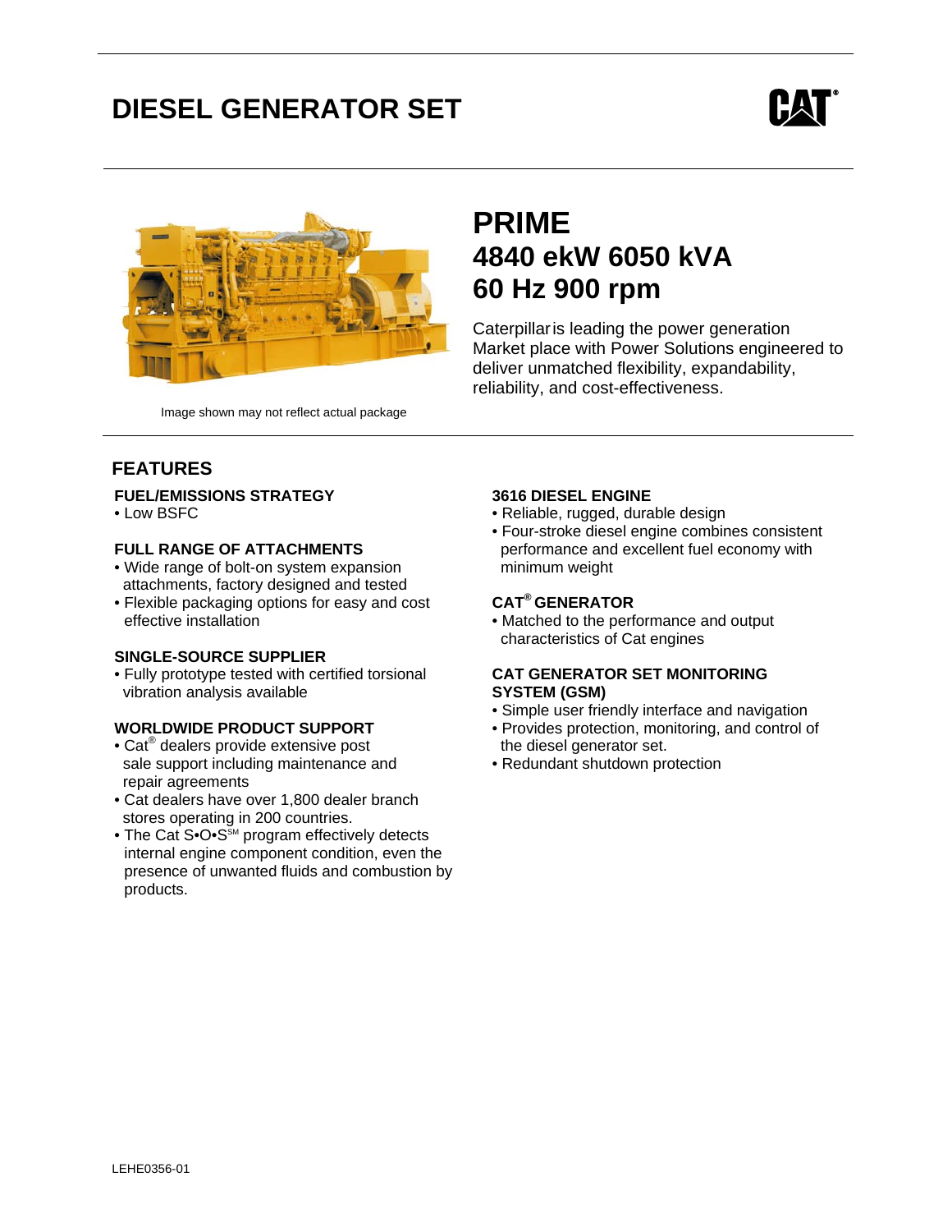# DIESEL GENERATOR SET

Image shown may not reflect actual package

## PRIME
## 4840 ekW 6050 kVA
## 60 Hz 900 rpm

Caterpillar is leading the power generation Market place with Power Solutions engineered to deliver unmatched flexibility, expandability, reliability, and cost-effectiveness.

## FEATURES

**FUEL/EMISSIONS STRATEGY**
- Low BSFC

**FULL RANGE OF ATTACHMENTS**
- Wide range of bolt-on system expansion attachments, factory designed and tested
- Flexible packaging options for easy and cost effective installation

**SINGLE-SOURCE SUPPLIER**
- Fully prototype tested with certified torsional vibration analysis available

**WORLDWIDE PRODUCT SUPPORT**
- Cat® dealers provide extensive post sale support including maintenance and repair agreements
- Cat dealers have over 1,800 dealer branch stores operating in 200 countries.
- The Cat S•O•S℠ program effectively detects internal engine component condition, even the presence of unwanted fluids and combustion by products.

**3616 DIESEL ENGINE**
- Reliable, rugged, durable design
- Four-stroke diesel engine combines consistent performance and excellent fuel economy with minimum weight

**CAT® GENERATOR**
- Matched to the performance and output characteristics of Cat engines

**CAT GENERATOR SET MONITORING SYSTEM (GSM)**
- Simple user friendly interface and navigation
- Provides protection, monitoring, and control of the diesel generator set.
- Redundant shutdown protection

LEHE0356-01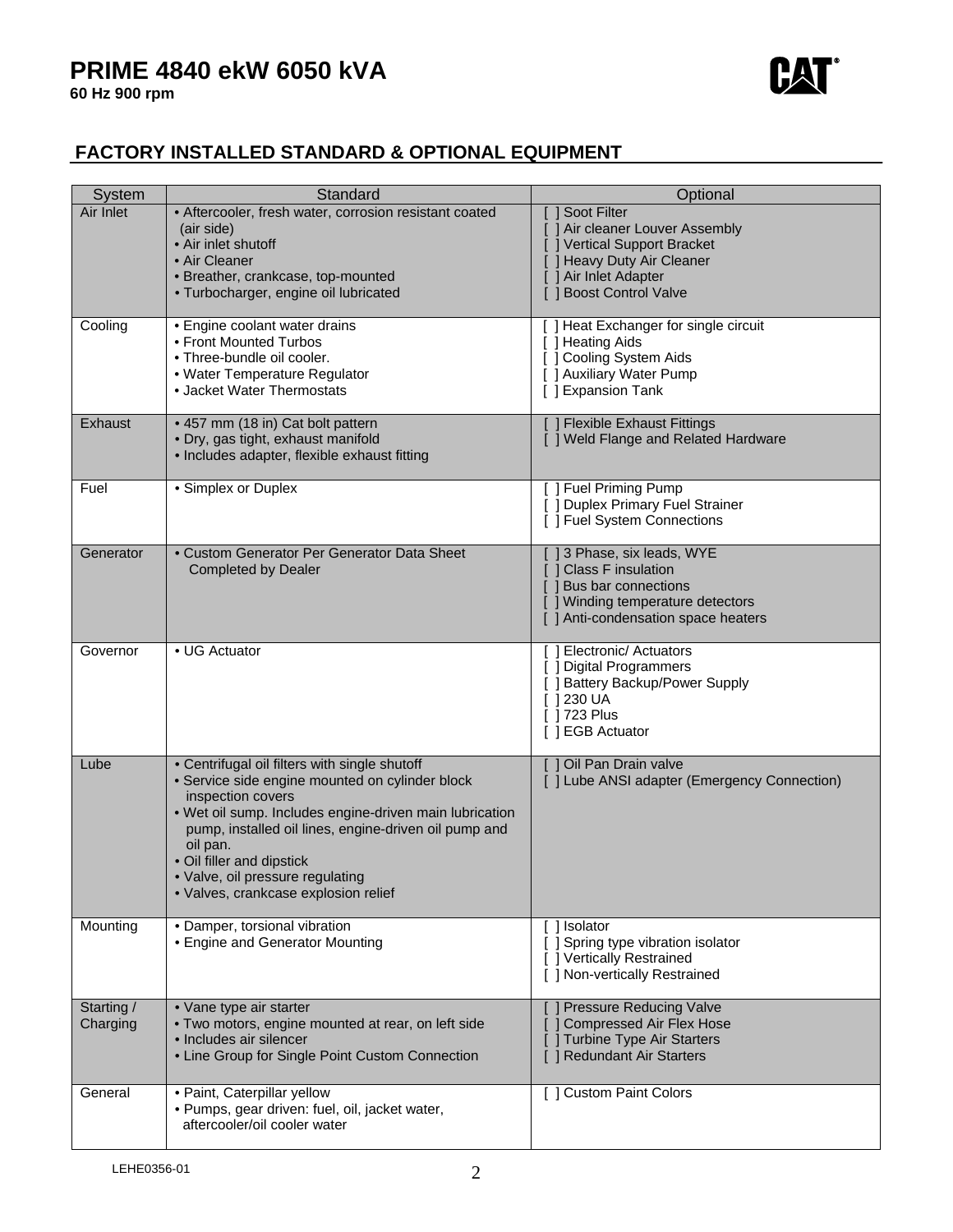# PRIME 4840 ekW 6050 kVA

**60 Hz 900 rpm**

## FACTORY INSTALLED STANDARD & OPTIONAL EQUIPMENT

| System | Standard | Optional |
|---|---|---|
| Air Inlet | • Aftercooler, fresh water, corrosion resistant coated (air side)<br>• Air inlet shutoff<br>• Air Cleaner<br>• Breather, crankcase, top-mounted<br>• Turbocharger, engine oil lubricated | [ ] Soot Filter<br>[ ] Air cleaner Louver Assembly<br>[ ] Vertical Support Bracket<br>[ ] Heavy Duty Air Cleaner<br>[ ] Air Inlet Adapter<br>[ ] Boost Control Valve |
| Cooling | • Engine coolant water drains<br>• Front Mounted Turbos<br>• Three-bundle oil cooler.<br>• Water Temperature Regulator<br>• Jacket Water Thermostats | [ ] Heat Exchanger for single circuit<br>[ ] Heating Aids<br>[ ] Cooling System Aids<br>[ ] Auxiliary Water Pump<br>[ ] Expansion Tank |
| Exhaust | • 457 mm (18 in) Cat bolt pattern<br>• Dry, gas tight, exhaust manifold<br>• Includes adapter, flexible exhaust fitting | [ ] Flexible Exhaust Fittings<br>[ ] Weld Flange and Related Hardware |
| Fuel | • Simplex or Duplex | [ ] Fuel Priming Pump<br>[ ] Duplex Primary Fuel Strainer<br>[ ] Fuel System Connections |
| Generator | • Custom Generator Per Generator Data Sheet Completed by Dealer | [ ] 3 Phase, six leads, WYE<br>[ ] Class F insulation<br>[ ] Bus bar connections<br>[ ] Winding temperature detectors<br>[ ] Anti-condensation space heaters |
| Governor | • UG Actuator | [ ] Electronic/ Actuators<br>[ ] Digital Programmers<br>[ ] Battery Backup/Power Supply<br>[ ] 230 UA<br>[ ] 723 Plus<br>[ ] EGB Actuator |
| Lube | • Centrifugal oil filters with single shutoff<br>• Service side engine mounted on cylinder block inspection covers<br>• Wet oil sump. Includes engine-driven main lubrication pump, installed oil lines, engine-driven oil pump and oil pan.<br>• Oil filler and dipstick<br>• Valve, oil pressure regulating<br>• Valves, crankcase explosion relief | [ ] Oil Pan Drain valve<br>[ ] Lube ANSI adapter (Emergency Connection) |
| Mounting | • Damper, torsional vibration<br>• Engine and Generator Mounting | [ ] Isolator<br>[ ] Spring type vibration isolator<br>[ ] Vertically Restrained<br>[ ] Non-vertically Restrained |
| Starting / Charging | • Vane type air starter<br>• Two motors, engine mounted at rear, on left side<br>• Includes air silencer<br>• Line Group for Single Point Custom Connection | [ ] Pressure Reducing Valve<br>[ ] Compressed Air Flex Hose<br>[ ] Turbine Type Air Starters<br>[ ] Redundant Air Starters |
| General | • Paint, Caterpillar yellow<br>• Pumps, gear driven: fuel, oil, jacket water, aftercooler/oil cooler water | [ ] Custom Paint Colors |

LEHE0356-01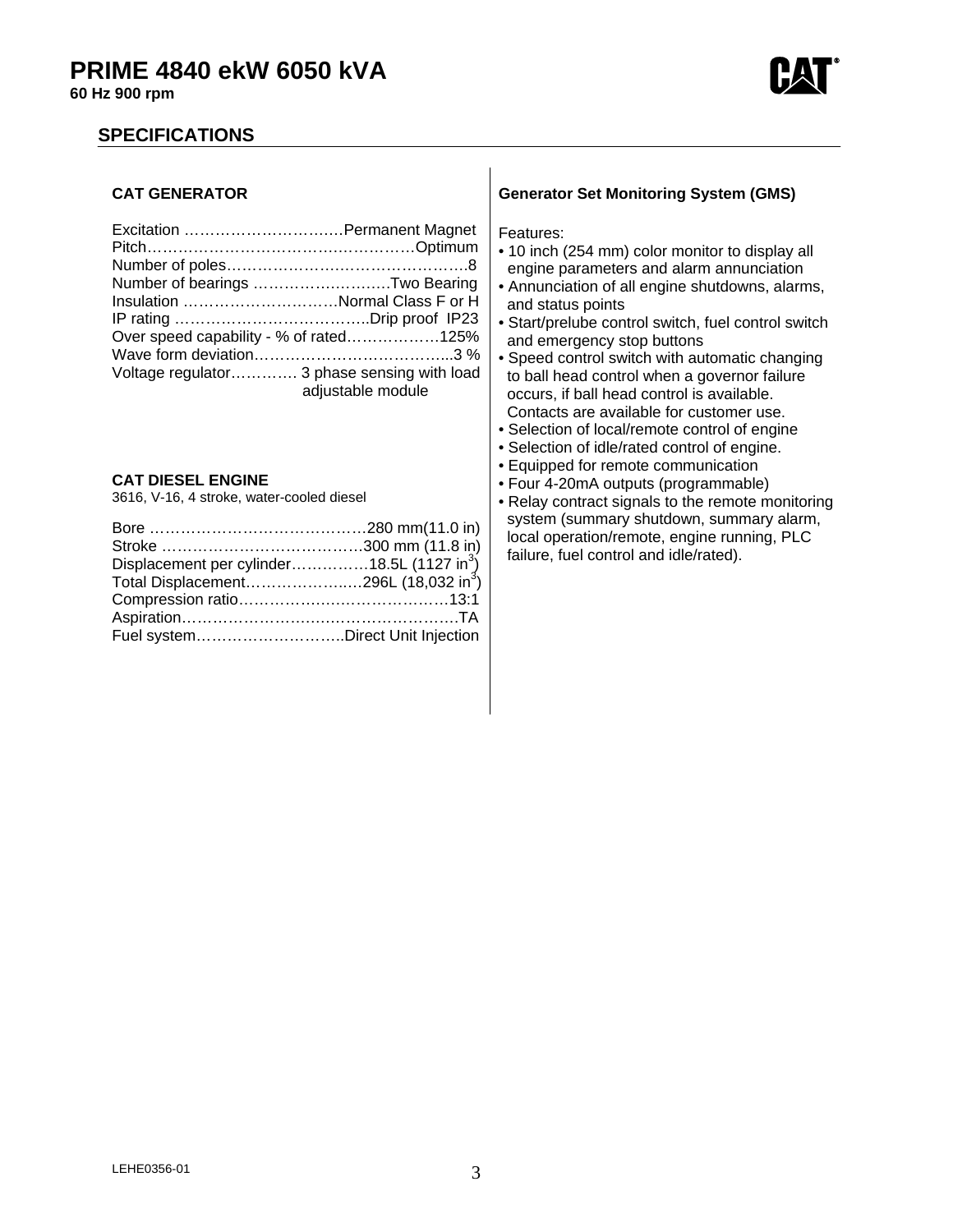# PRIME 4840 ekW 6050 kVA

**60 Hz 900 rpm**

## SPECIFICATIONS

### CAT GENERATOR

| | |
|---|---|
| Excitation | Permanent Magnet |
| Pitch | Optimum |
| Number of poles | 8 |
| Number of bearings | Two Bearing |
| Insulation | Normal Class F or H |
| IP rating | Drip proof IP23 |
| Over speed capability - % of rated | 125% |
| Wave form deviation | 3 % |
| Voltage regulator | 3 phase sensing with load adjustable module |

### CAT DIESEL ENGINE

3616, V-16, 4 stroke, water-cooled diesel

| | |
|---|---|
| Bore | 280 mm(11.0 in) |
| Stroke | 300 mm (11.8 in) |
| Displacement per cylinder | 18.5L (1127 $in^3$) |
| Total Displacement | 296L (18,032 $in^3$) |
| Compression ratio | 13:1 |
| Aspiration | TA |
| Fuel system | Direct Unit Injection |

### Generator Set Monitoring System (GMS)

Features:

- 10 inch (254 mm) color monitor to display all engine parameters and alarm annunciation
- Annunciation of all engine shutdowns, alarms, and status points
- Start/prelube control switch, fuel control switch and emergency stop buttons
- Speed control switch with automatic changing to ball head control when a governor failure occurs, if ball head control is available. Contacts are available for customer use.
- Selection of local/remote control of engine
- Selection of idle/rated control of engine.
- Equipped for remote communication
- Four 4-20mA outputs (programmable)
- Relay contract signals to the remote monitoring system (summary shutdown, summary alarm, local operation/remote, engine running, PLC failure, fuel control and idle/rated).

LEHE0356-01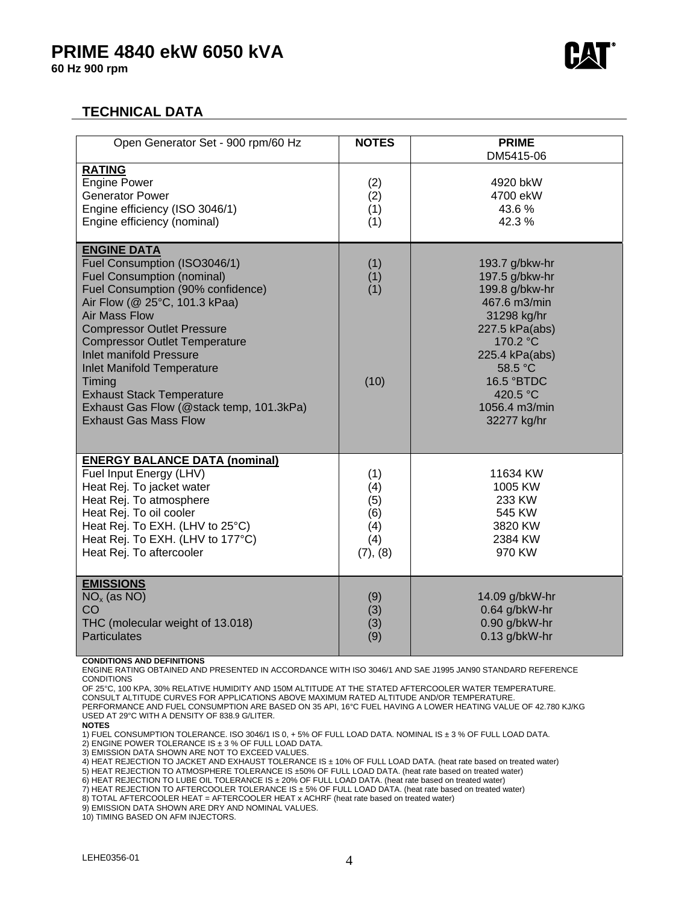# PRIME 4840 ekW 6050 kVA

**60 Hz 900 rpm**

## TECHNICAL DATA

| Open Generator Set - 900 rpm/60 Hz | NOTES | PRIME<br>DM5415-06 |
|---|---|---|
| **RATING** | | |
| Engine Power | (2) | 4920 bkW |
| Generator Power | (2) | 4700 ekW |
| Engine efficiency (ISO 3046/1) | (1) | 43.6 % |
| Engine efficiency (nominal) | (1) | 42.3 % |
| **ENGINE DATA** | | |
| Fuel Consumption (ISO3046/1) | (1) | 193.7 g/bkw-hr |
| Fuel Consumption (nominal) | (1) | 197.5 g/bkw-hr |
| Fuel Consumption (90% confidence) | (1) | 199.8 g/bkw-hr |
| Air Flow (@ 25°C, 101.3 kPaa) | | 467.6 m3/min |
| Air Mass Flow | | 31298 kg/hr |
| Compressor Outlet Pressure | | 227.5 kPa(abs) |
| Compressor Outlet Temperature | | 170.2 °C |
| Inlet manifold Pressure | | 225.4 kPa(abs) |
| Inlet Manifold Temperature | | 58.5 °C |
| Timing | (10) | 16.5 °BTDC |
| Exhaust Stack Temperature | | 420.5 °C |
| Exhaust Gas Flow (@stack temp, 101.3kPa) | | 1056.4 m3/min |
| Exhaust Gas Mass Flow | | 32277 kg/hr |
| **ENERGY BALANCE DATA (nominal)** | | |
| Fuel Input Energy (LHV) | (1) | 11634 KW |
| Heat Rej. To jacket water | (4) | 1005 KW |
| Heat Rej. To atmosphere | (5) | 233 KW |
| Heat Rej. To oil cooler | (6) | 545 KW |
| Heat Rej. To EXH. (LHV to 25°C) | (4) | 3820 KW |
| Heat Rej. To EXH. (LHV to 177°C) | (4) | 2384 KW |
| Heat Rej. To aftercooler | (7), (8) | 970 KW |
| **EMISSIONS** | | |
| $NO_x$ (as NO) | (9) | 14.09 g/bkW-hr |
| CO | (3) | 0.64 g/bkW-hr |
| THC (molecular weight of 13.018) | (3) | 0.90 g/bkW-hr |
| Particulates | (9) | 0.13 g/bkW-hr |

**CONDITIONS AND DEFINITIONS**

ENGINE RATING OBTAINED AND PRESENTED IN ACCORDANCE WITH ISO 3046/1 AND SAE J1995 JAN90 STANDARD REFERENCE CONDITIONS
OF 25°C, 100 KPA, 30% RELATIVE HUMIDITY AND 150M ALTITUDE AT THE STATED AFTERCOOLER WATER TEMPERATURE.
CONSULT ALTITUDE CURVES FOR APPLICATIONS ABOVE MAXIMUM RATED ALTITUDE AND/OR TEMPERATURE.
PERFORMANCE AND FUEL CONSUMPTION ARE BASED ON 35 API, 16°C FUEL HAVING A LOWER HEATING VALUE OF 42.780 KJ/KG USED AT 29°C WITH A DENSITY OF 838.9 G/LITER.

**NOTES**

1) FUEL CONSUMPTION TOLERANCE. ISO 3046/1 IS 0, + 5% OF FULL LOAD DATA. NOMINAL IS ± 3 % OF FULL LOAD DATA.
2) ENGINE POWER TOLERANCE IS ± 3 % OF FULL LOAD DATA.
3) EMISSION DATA SHOWN ARE NOT TO EXCEED VALUES.
4) HEAT REJECTION TO JACKET AND EXHAUST TOLERANCE IS ± 10% OF FULL LOAD DATA. (heat rate based on treated water)
5) HEAT REJECTION TO ATMOSPHERE TOLERANCE IS ±50% OF FULL LOAD DATA. (heat rate based on treated water)
6) HEAT REJECTION TO LUBE OIL TOLERANCE IS ± 20% OF FULL LOAD DATA. (heat rate based on treated water)
7) HEAT REJECTION TO AFTERCOOLER TOLERANCE IS ± 5% OF FULL LOAD DATA. (heat rate based on treated water)
8) TOTAL AFTERCOOLER HEAT = AFTERCOOLER HEAT x ACHRF (heat rate based on treated water)
9) EMISSION DATA SHOWN ARE DRY AND NOMINAL VALUES.
10) TIMING BASED ON AFM INJECTORS.

LEHE0356-01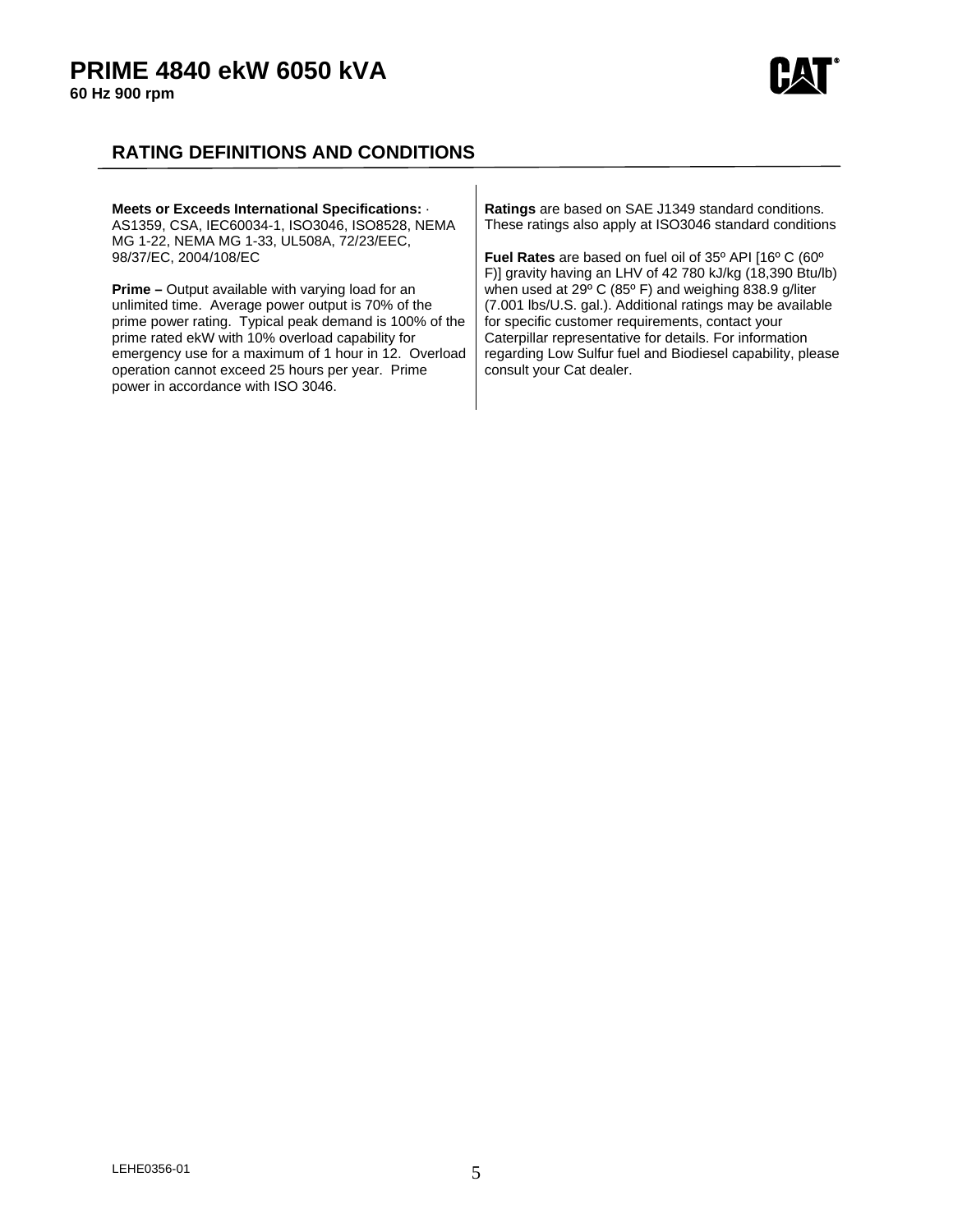# PRIME 4840 ekW 6050 kVA

**60 Hz 900 rpm**

## RATING DEFINITIONS AND CONDITIONS

**Meets or Exceeds International Specifications:** · AS1359, CSA, IEC60034-1, ISO3046, ISO8528, NEMA MG 1-22, NEMA MG 1-33, UL508A, 72/23/EEC, 98/37/EC, 2004/108/EC

**Prime –** Output available with varying load for an unlimited time. Average power output is 70% of the prime power rating. Typical peak demand is 100% of the prime rated ekW with 10% overload capability for emergency use for a maximum of 1 hour in 12. Overload operation cannot exceed 25 hours per year. Prime power in accordance with ISO 3046.

**Ratings** are based on SAE J1349 standard conditions. These ratings also apply at ISO3046 standard conditions

**Fuel Rates** are based on fuel oil of 35º API [16º C (60º F)] gravity having an LHV of 42 780 kJ/kg (18,390 Btu/lb) when used at 29º C (85º F) and weighing 838.9 g/liter (7.001 lbs/U.S. gal.). Additional ratings may be available for specific customer requirements, contact your Caterpillar representative for details. For information regarding Low Sulfur fuel and Biodiesel capability, please consult your Cat dealer.

LEHE0356-01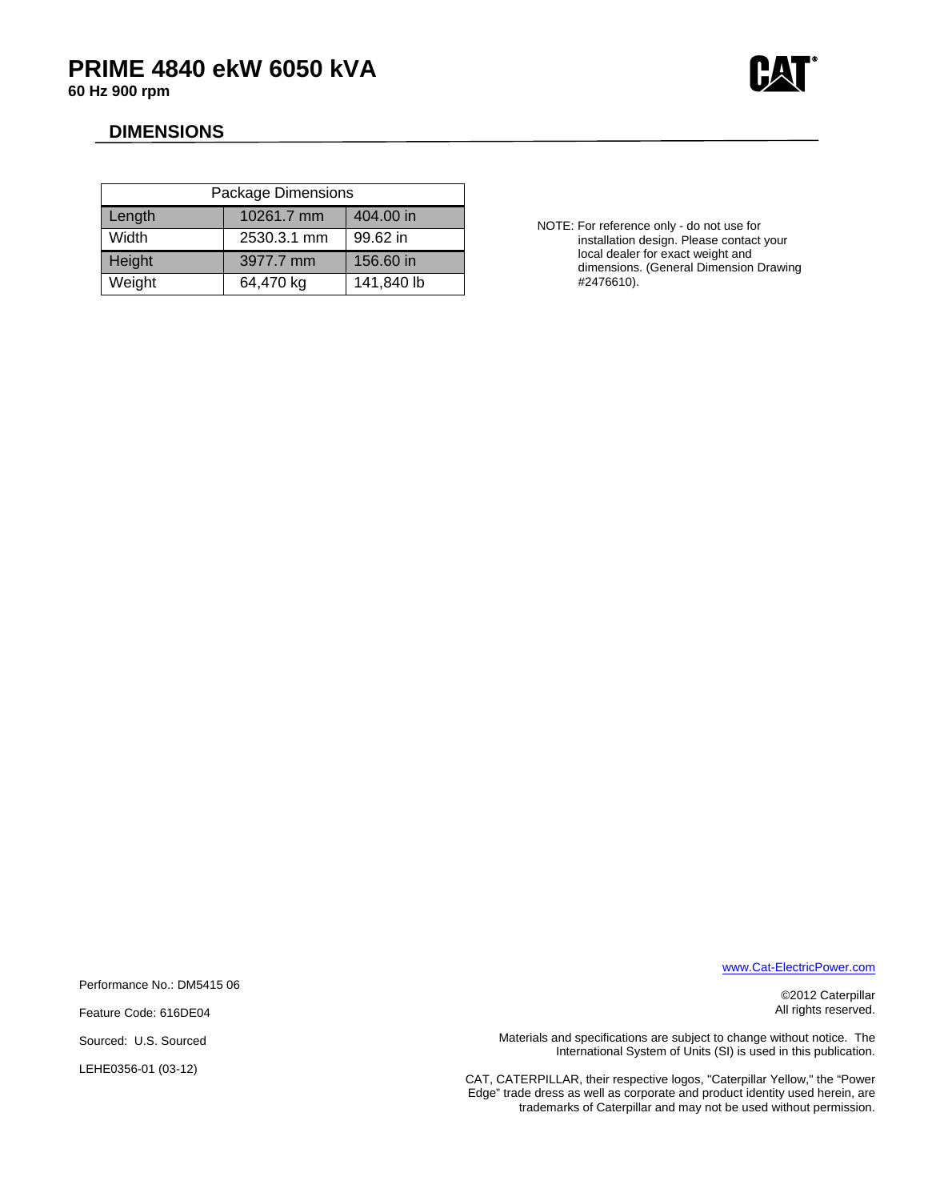# PRIME 4840 ekW 6050 kVA

**60 Hz 900 rpm**

## DIMENSIONS

| Package Dimensions | | |
|---|---|---|
| Length | 10261.7 mm | 404.00 in |
| Width | 2530.3.1 mm | 99.62 in |
| Height | 3977.7 mm | 156.60 in |
| Weight | 64,470 kg | 141,840 lb |

NOTE: For reference only - do not use for installation design. Please contact your local dealer for exact weight and dimensions. (General Dimension Drawing #2476610).

Performance No.: DM5415 06

Feature Code: 616DE04

Sourced: U.S. Sourced

LEHE0356-01 (03-12)

www.Cat-ElectricPower.com

©2012 Caterpillar
All rights reserved.

Materials and specifications are subject to change without notice. The International System of Units (SI) is used in this publication.

CAT, CATERPILLAR, their respective logos, "Caterpillar Yellow," the "Power Edge" trade dress as well as corporate and product identity used herein, are trademarks of Caterpillar and may not be used without permission.